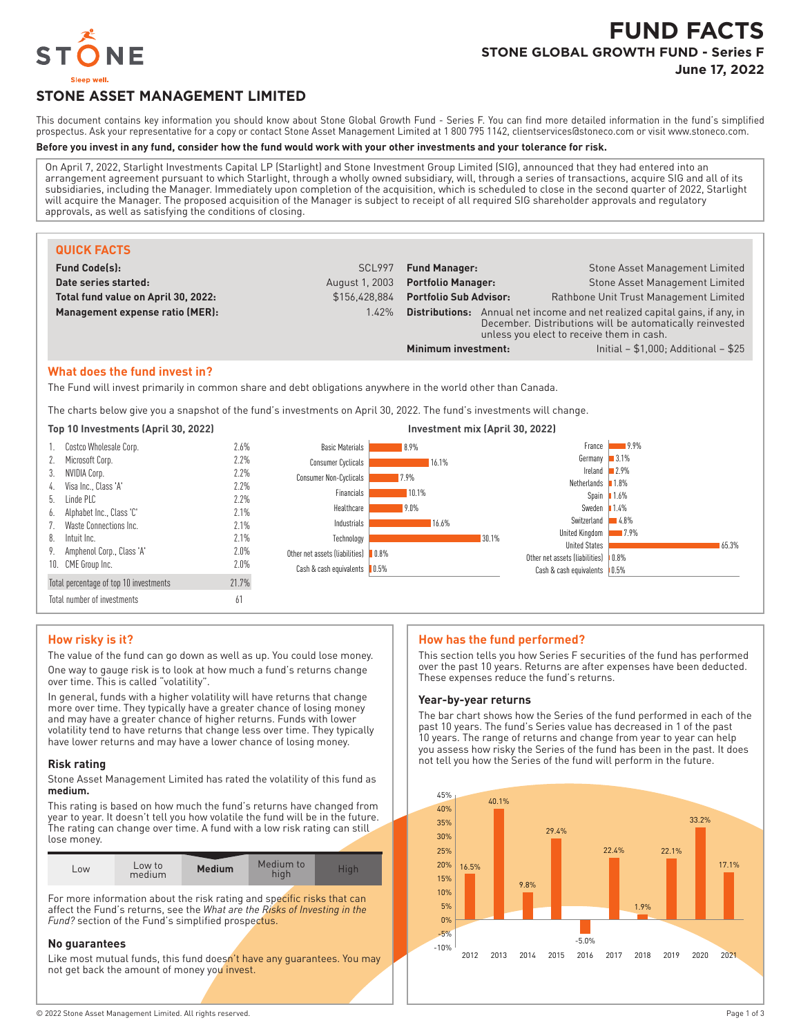# FUND FACTS

## STONE GLOBAL GROWTH FUND - Series F

**June 17, 2022**

## STONE ASSET MANAGEMENT LIMITED

This document contains key information you should know about Stone Global Growth Fund - Series F. You can find more detailed information in the fund's simplified prospectus. Ask your representative for a copy or contact Stone Asset Management Limited at 1 800 795 1142, clientservices@stoneco.com or visit www.stoneco.com.

**Before you invest in any fund, consider how the fund would work with your other investments and your tolerance for risk.**

On April 7, 2022, Starlight Investments Capital LP (Starlight) and Stone Investment Group Limited (SIG), announced that they had entered into an arrangement agreement pursuant to which Starlight, through a wholly owned subsidiary, will, through a series of transactions, acquire SIG and all of its subsidiaries, including the Manager. Immediately upon completion of the acquisition, which is scheduled to close in the second quarter of 2022, Starlight will acquire the Manager. The proposed acquisition of the Manager is subject to receipt of all required SIG shareholder approvals and regulatory approvals, as well as satisfying the conditions of closing.

### QUICK FACTS

| | | | |
|---|---|---|---|
| **Fund Code(s):** | SCL997 | **Fund Manager:** | Stone Asset Management Limited |
| **Date series started:** | August 1, 2003 | **Portfolio Manager:** | Stone Asset Management Limited |
| **Total fund value on April 30, 2022:** | $156,428,884 | **Portfolio Sub Advisor:** | Rathbone Unit Trust Management Limited |
| **Management expense ratio (MER):** | 1.42% | **Distributions:** | Annual net income and net realized capital gains, if any, in December. Distributions will be automatically reinvested unless you elect to receive them in cash. |
| | | **Minimum investment:** | Initial – $1,000; Additional – $25 |

### What does the fund invest in?

The Fund will invest primarily in common share and debt obligations anywhere in the world other than Canada.

The charts below give you a snapshot of the fund's investments on April 30, 2022. The fund's investments will change.

**Top 10 Investments (April 30, 2022)**

| | Investment | % |
|---|---|---|
| 1. | Costco Wholesale Corp. | 2.6% |
| 2. | Microsoft Corp. | 2.2% |
| 3. | NVIDIA Corp. | 2.2% |
| 4. | Visa Inc., Class 'A' | 2.2% |
| 5. | Linde PLC | 2.2% |
| 6. | Alphabet Inc., Class 'C' | 2.1% |
| 7. | Waste Connections Inc. | 2.1% |
| 8. | Intuit Inc. | 2.1% |
| 9. | Amphenol Corp., Class 'A' | 2.0% |
| 10. | CME Group Inc. | 2.0% |
| | Total percentage of top 10 investments | 21.7% |
| | Total number of investments | 61 |

**Investment mix (April 30, 2022)**

| Sector | % |
|---|---|
| Basic Materials | 8.9% |
| Consumer Cyclicals | 16.1% |
| Consumer Non-Cyclicals | 7.9% |
| Financials | 10.1% |
| Healthcare | 9.0% |
| Industrials | 16.6% |
| Technology | 30.1% |
| Other net assets (liabilities) | 0.8% |
| Cash & cash equivalents | 0.5% |

| Country | % |
|---|---|
| France | 9.9% |
| Germany | 3.1% |
| Ireland | 2.9% |
| Netherlands | 1.8% |
| Spain | 1.6% |
| Sweden | 1.4% |
| Switzerland | 4.8% |
| United Kingdom | 7.9% |
| United States | 65.3% |
| Other net assets (liabilities) | 0.8% |
| Cash & cash equivalents | 0.5% |

### How risky is it?

The value of the fund can go down as well as up. You could lose money.

One way to gauge risk is to look at how much a fund's returns change over time. This is called "volatility".

In general, funds with a higher volatility will have returns that change more over time. They typically have a greater chance of losing money and may have a greater chance of higher returns. Funds with lower volatility tend to have returns that change less over time. They typically have lower returns and may have a lower chance of losing money.

#### Risk rating

Stone Asset Management Limited has rated the volatility of this fund as **medium.**

This rating is based on how much the fund's returns have changed from year to year. It doesn't tell you how volatile the fund will be in the future. The rating can change over time. A fund with a low risk rating can still lose money.

| Low | Low to medium | **Medium** | Medium to high | High |
|---|---|---|---|---|

For more information about the risk rating and specific risks that can affect the Fund's returns, see the *What are the Risks of Investing in the Fund?* section of the Fund's simplified prospectus.

#### No guarantees

Like most mutual funds, this fund doesn't have any guarantees. You may not get back the amount of money you invest.

### How has the fund performed?

This section tells you how Series F securities of the fund has performed over the past 10 years. Returns are after expenses have been deducted. These expenses reduce the fund's returns.

#### Year-by-year returns

The bar chart shows how the Series of the fund performed in each of the past 10 years. The fund's Series value has decreased in 1 of the past 10 years. The range of returns and change from year to year can help you assess how risky the Series of the fund has been in the past. It does not tell you how the Series of the fund will perform in the future.

| Year | 2012 | 2013 | 2014 | 2015 | 2016 | 2017 | 2018 | 2019 | 2020 | 2021 |
|---|---|---|---|---|---|---|---|---|---|---|
| Return | 16.5% | 40.1% | 9.8% | 29.4% | -5.0% | 22.4% | 1.9% | 22.1% | 33.2% | 17.1% |

© 2022 Stone Asset Management Limited. All rights reserved.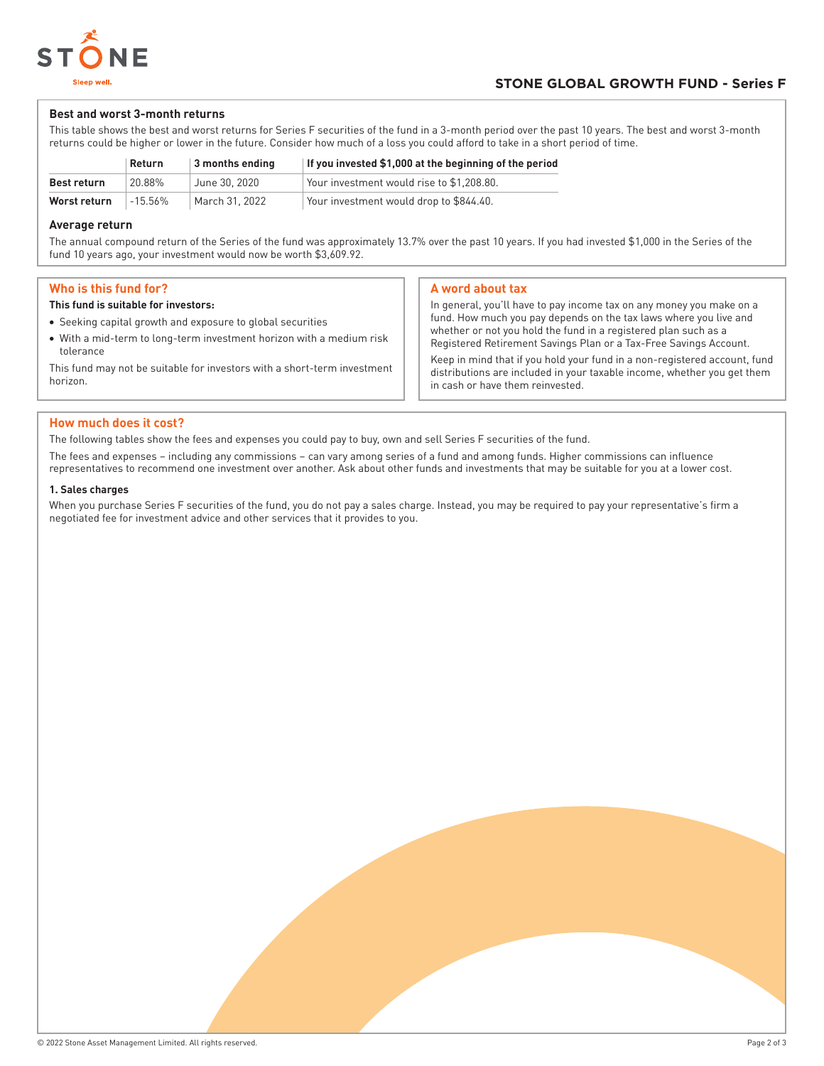## Best and worst 3-month returns

This table shows the best and worst returns for Series F securities of the fund in a 3-month period over the past 10 years. The best and worst 3-month returns could be higher or lower in the future. Consider how much of a loss you could afford to take in a short period of time.

| | Return | 3 months ending | If you invested $1,000 at the beginning of the period |
|---|---|---|---|
| **Best return** | 20.88% | June 30, 2020 | Your investment would rise to $1,208.80. |
| **Worst return** | -15.56% | March 31, 2022 | Your investment would drop to $844.40. |

## Average return

The annual compound return of the Series of the fund was approximately 13.7% over the past 10 years. If you had invested $1,000 in the Series of the fund 10 years ago, your investment would now be worth $3,609.92.

## Who is this fund for?

**This fund is suitable for investors:**

- Seeking capital growth and exposure to global securities
- With a mid-term to long-term investment horizon with a medium risk tolerance

This fund may not be suitable for investors with a short-term investment horizon.

## A word about tax

In general, you'll have to pay income tax on any money you make on a fund. How much you pay depends on the tax laws where you live and whether or not you hold the fund in a registered plan such as a Registered Retirement Savings Plan or a Tax-Free Savings Account.

Keep in mind that if you hold your fund in a non-registered account, fund distributions are included in your taxable income, whether you get them in cash or have them reinvested.

## How much does it cost?

The following tables show the fees and expenses you could pay to buy, own and sell Series F securities of the fund.

The fees and expenses – including any commissions – can vary among series of a fund and among funds. Higher commissions can influence representatives to recommend one investment over another. Ask about other funds and investments that may be suitable for you at a lower cost.

### 1. Sales charges

When you purchase Series F securities of the fund, you do not pay a sales charge. Instead, you may be required to pay your representative's firm a negotiated fee for investment advice and other services that it provides to you.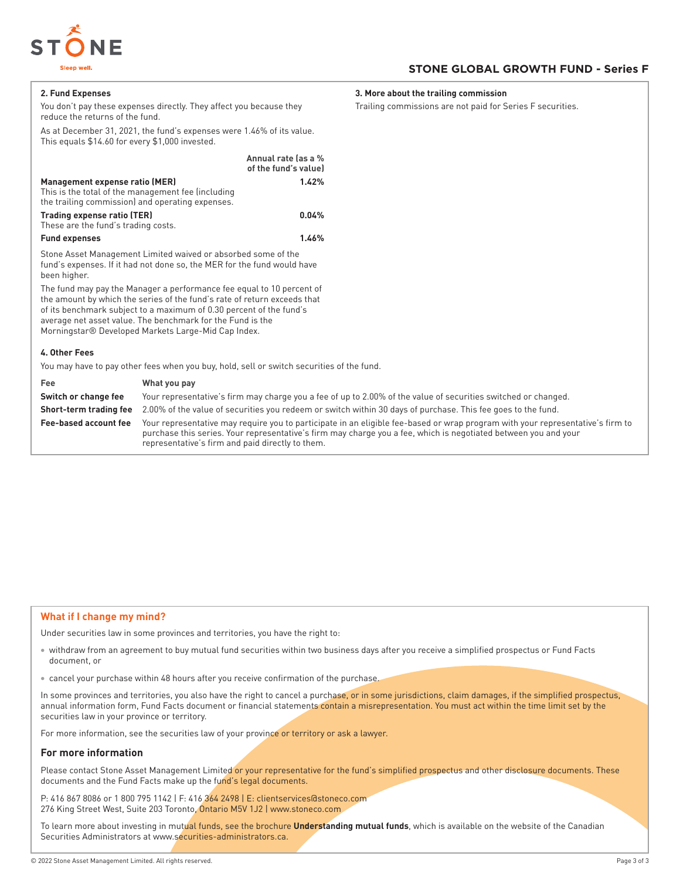# STONE GLOBAL GROWTH FUND - Series F

### 2. Fund Expenses

You don't pay these expenses directly. They affect you because they reduce the returns of the fund.

As at December 31, 2021, the fund's expenses were 1.46% of its value. This equals $14.60 for every $1,000 invested.

| | Annual rate (as a % of the fund's value) |
|---|---|
| **Management expense ratio (MER)**<br>This is the total of the management fee (including the trailing commission) and operating expenses. | **1.42%** |
| **Trading expense ratio (TER)**<br>These are the fund's trading costs. | **0.04%** |
| **Fund expenses** | **1.46%** |

Stone Asset Management Limited waived or absorbed some of the fund's expenses. If it had not done so, the MER for the fund would have been higher.

The fund may pay the Manager a performance fee equal to 10 percent of the amount by which the series of the fund's rate of return exceeds that of its benchmark subject to a maximum of 0.30 percent of the fund's average net asset value. The benchmark for the Fund is the Morningstar® Developed Markets Large-Mid Cap Index.

### 3. More about the trailing commission

Trailing commissions are not paid for Series F securities.

### 4. Other Fees

You may have to pay other fees when you buy, hold, sell or switch securities of the fund.

| Fee | What you pay |
|---|---|
| **Switch or change fee** | Your representative's firm may charge you a fee of up to 2.00% of the value of securities switched or changed. |
| **Short-term trading fee** | 2.00% of the value of securities you redeem or switch within 30 days of purchase. This fee goes to the fund. |
| **Fee-based account fee** | Your representative may require you to participate in an eligible fee-based or wrap program with your representative's firm to purchase this series. Your representative's firm may charge you a fee, which is negotiated between you and your representative's firm and paid directly to them. |

## What if I change my mind?

Under securities law in some provinces and territories, you have the right to:

- withdraw from an agreement to buy mutual fund securities within two business days after you receive a simplified prospectus or Fund Facts document, or
- cancel your purchase within 48 hours after you receive confirmation of the purchase.

In some provinces and territories, you also have the right to cancel a purchase, or in some jurisdictions, claim damages, if the simplified prospectus, annual information form, Fund Facts document or financial statements contain a misrepresentation. You must act within the time limit set by the securities law in your province or territory.

For more information, see the securities law of your province or territory or ask a lawyer.

## For more information

Please contact Stone Asset Management Limited or your representative for the fund's simplified prospectus and other disclosure documents. These documents and the Fund Facts make up the fund's legal documents.

P: 416 867 8086 or 1 800 795 1142 | F: 416 364 2498 | E: clientservices@stoneco.com
276 King Street West, Suite 203 Toronto, Ontario M5V 1J2 | www.stoneco.com

To learn more about investing in mutual funds, see the brochure **Understanding mutual funds**, which is available on the website of the Canadian Securities Administrators at www.securities-administrators.ca.

© 2022 Stone Asset Management Limited. All rights reserved.